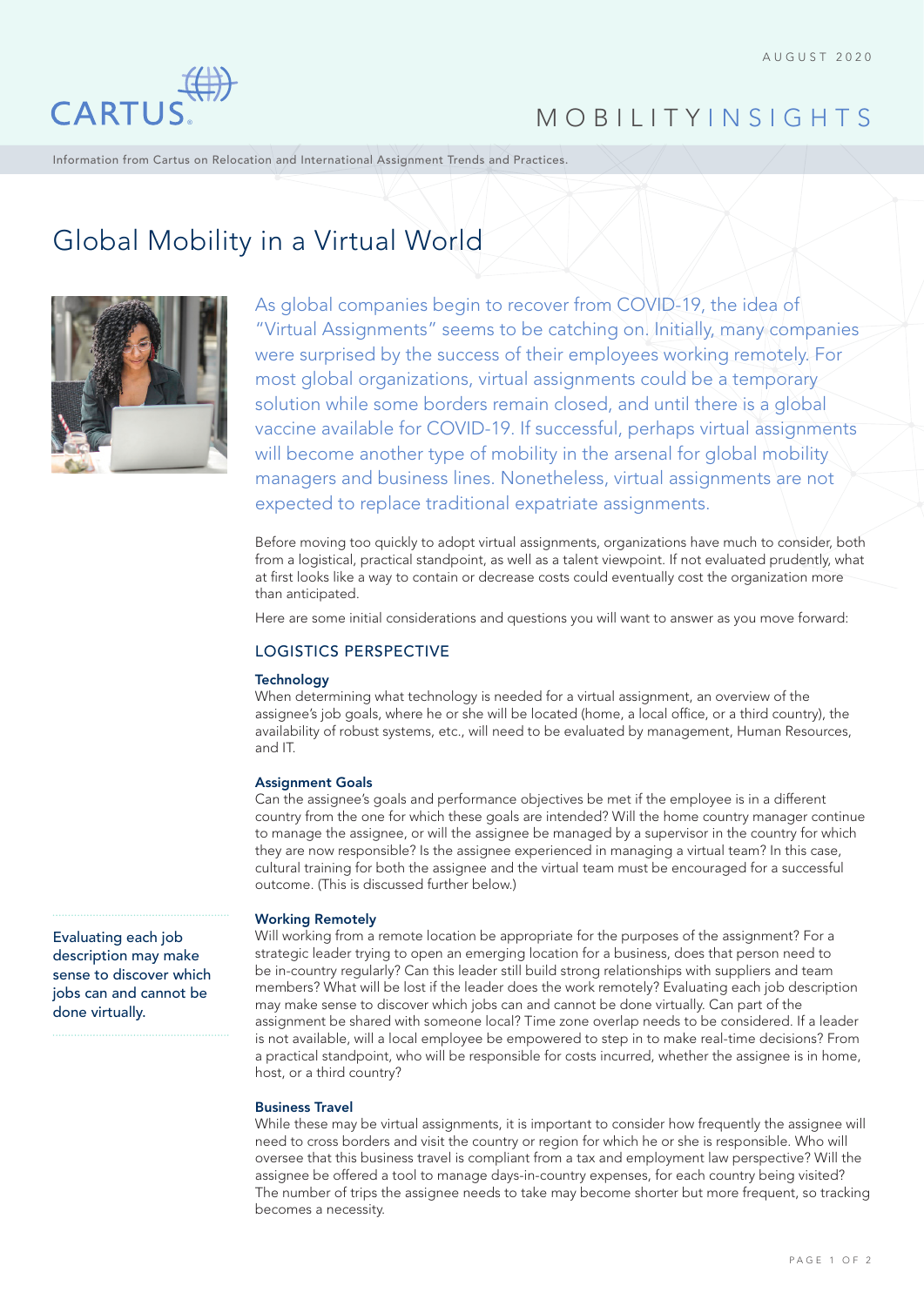AUGUST 2020

CARTUS

MOBILITYINSIGHTS

Information from Cartus on Relocation and International Assignment Trends and Practices.

# Global Mobility in a Virtual World

As global companies begin to recover from COVID-19, the idea of "Virtual Assignments" seems to be catching on. Initially, many companies were surprised by the success of their employees working remotely. For most global organizations, virtual assignments could be a temporary solution while some borders remain closed, and until there is a global vaccine available for COVID-19. If successful, perhaps virtual assignments will become another type of mobility in the arsenal for global mobility managers and business lines. Nonetheless, virtual assignments are not expected to replace traditional expatriate assignments.

Before moving too quickly to adopt virtual assignments, organizations have much to consider, both from a logistical, practical standpoint, as well as a talent viewpoint. If not evaluated prudently, what at first looks like a way to contain or decrease costs could eventually cost the organization more than anticipated.

Here are some initial considerations and questions you will want to answer as you move forward:

## LOGISTICS PERSPECTIVE

### Technology

When determining what technology is needed for a virtual assignment, an overview of the assignee's job goals, where he or she will be located (home, a local office, or a third country), the availability of robust systems, etc., will need to be evaluated by management, Human Resources, and IT.

### Assignment Goals

Can the assignee's goals and performance objectives be met if the employee is in a different country from the one for which these goals are intended? Will the home country manager continue to manage the assignee, or will the assignee be managed by a supervisor in the country for which they are now responsible? Is the assignee experienced in managing a virtual team? In this case, cultural training for both the assignee and the virtual team must be encouraged for a successful outcome. (This is discussed further below.)

> Evaluating each job description may make sense to discover which jobs can and cannot be done virtually.

### Working Remotely

Will working from a remote location be appropriate for the purposes of the assignment? For a strategic leader trying to open an emerging location for a business, does that person need to be in-country regularly? Can this leader still build strong relationships with suppliers and team members? What will be lost if the leader does the work remotely? Evaluating each job description may make sense to discover which jobs can and cannot be done virtually. Can part of the assignment be shared with someone local? Time zone overlap needs to be considered. If a leader is not available, will a local employee be empowered to step in to make real-time decisions? From a practical standpoint, who will be responsible for costs incurred, whether the assignee is in home, host, or a third country?

### Business Travel

While these may be virtual assignments, it is important to consider how frequently the assignee will need to cross borders and visit the country or region for which he or she is responsible. Who will oversee that this business travel is compliant from a tax and employment law perspective? Will the assignee be offered a tool to manage days-in-country expenses, for each country being visited? The number of trips the assignee needs to take may become shorter but more frequent, so tracking becomes a necessity.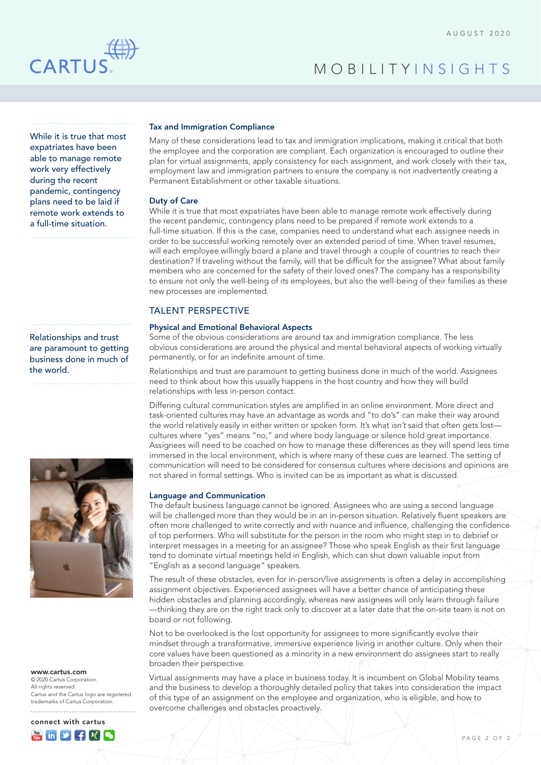### Tax and Immigration Compliance

Many of these considerations lead to tax and immigration implications, making it critical that both the employee and the corporation are compliant. Each organization is encouraged to outline their plan for virtual assignments, apply consistency for each assignment, and work closely with their tax, employment law and immigration partners to ensure the company is not inadvertently creating a Permanent Establishment or other taxable situations.

### Duty of Care

While it is true that most expatriates have been able to manage remote work effectively during the recent pandemic, contingency plans need to be prepared if remote work extends to a full-time situation. If this is the case, companies need to understand what each assignee needs in order to be successful working remotely over an extended period of time. When travel resumes, will each employee willingly board a plane and travel through a couple of countries to reach their destination? If traveling without the family, will that be difficult for the assignee? What about family members who are concerned for the safety of their loved ones? The company has a responsibility to ensure not only the well-being of its employees, but also the well-being of their families as these new processes are implemented.

> While it is true that most expatriates have been able to manage remote work very effectively during the recent pandemic, contingency plans need to be laid if remote work extends to a full-time situation.

## TALENT PERSPECTIVE

### Physical and Emotional Behavioral Aspects

Some of the obvious considerations are around tax and immigration compliance. The less obvious considerations are around the physical and mental behavioral aspects of working virtually permanently, or for an indefinite amount of time.

Relationships and trust are paramount to getting business done in much of the world. Assignees need to think about how this usually happens in the host country and how they will build relationships with less in-person contact.

> Relationships and trust are paramount to getting business done in much of the world.

Differing cultural communication styles are amplified in an online environment. More direct and task-oriented cultures may have an advantage as words and "to do's" can make their way around the world relatively easily in either written or spoken form. It's what *isn't* said that often gets lost—cultures where "yes" means "no," and where body language or silence hold great importance. Assignees will need to be coached on how to manage these differences as they will spend less time immersed in the local environment, which is where many of these cues are learned. The setting of communication will need to be considered for consensus cultures where decisions and opinions are not shared in formal settings. Who is invited can be as important as what is discussed.

### Language and Communication

The default business language cannot be ignored. Assignees who are using a second language will be challenged more than they would be in an in-person situation. Relatively fluent speakers are often more challenged to write correctly and with nuance and influence, challenging the confidence of top performers. Who will substitute for the person in the room who might step in to debrief or interpret messages in a meeting for an assignee? Those who speak English as their first language tend to dominate virtual meetings held in English, which can shut down valuable input from "English as a second language" speakers.

The result of these obstacles, even for in-person/live assignments is often a delay in accomplishing assignment objectives. Experienced assignees will have a better chance of anticipating these hidden obstacles and planning accordingly, whereas new assignees will only learn through failure —thinking they are on the right track only to discover at a later date that the on-site team is not on board or not following.

Not to be overlooked is the lost opportunity for assignees to more significantly evolve their mindset through a transformative, immersive experience living in another culture. Only when their core values have been questioned as a minority in a new environment do assignees start to really broaden their perspective.

Virtual assignments may have a place in business today. It is incumbent on Global Mobility teams and the business to develop a thoroughly detailed policy that takes into consideration the impact of this type of an assignment on the employee and organization, who is eligible, and how to overcome challenges and obstacles proactively.

**www.cartus.com**
© 2020 Cartus Corporation.
All rights reserved.
Cartus and the Cartus logo are registered trademarks of Cartus Corporation.

**connect with cartus**